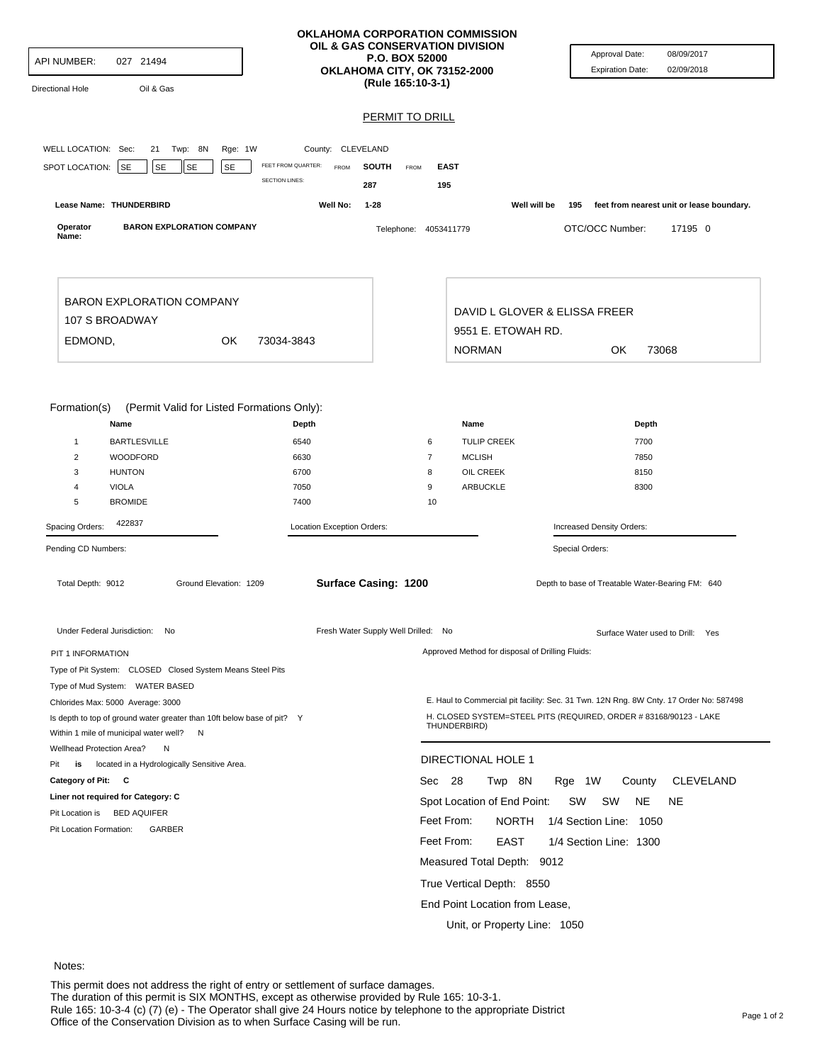**API NUMBER:** 027 21494

Directional Hole    Oil & Gas

**OKLAHOMA CORPORATION COMMISSION**
**OIL & GAS CONSERVATION DIVISION**
**P.O. BOX 52000**
**OKLAHOMA CITY, OK 73152-2000**
**(Rule 165:10-3-1)**

Approval Date: 08/09/2017
Expiration Date: 02/09/2018

## PERMIT TO DRILL

WELL LOCATION: Sec: 21 Twp: 8N Rge: 1W County: CLEVELAND

SPOT LOCATION: SE SE SE SE    FEET FROM QUARTER: FROM **SOUTH** FROM **EAST**
SECTION LINES: 287    195

Lease Name: **THUNDERBIRD**    Well No: 1-28    Well will be 195 feet from nearest unit or lease boundary.

Operator Name: **BARON EXPLORATION COMPANY**    Telephone: 4053411779    OTC/OCC Number: 17195 0

BARON EXPLORATION COMPANY
107 S BROADWAY
EDMOND, OK 73034-3843

DAVID L GLOVER & ELISSA FREER
9551 E. ETOWAH RD.
NORMAN OK 73068

Formation(s) (Permit Valid for Listed Formations Only):

| | Name | Depth | | Name | Depth |
|---|---|---|---|---|---|
| 1 | BARTLESVILLE | 6540 | 6 | TULIP CREEK | 7700 |
| 2 | WOODFORD | 6630 | 7 | MCLISH | 7850 |
| 3 | HUNTON | 6700 | 8 | OIL CREEK | 8150 |
| 4 | VIOLA | 7050 | 9 | ARBUCKLE | 8300 |
| 5 | BROMIDE | 7400 | 10 | | |

Spacing Orders: 422837    Location Exception Orders:    Increased Density Orders:

Pending CD Numbers:    Special Orders:

Total Depth: 9012    Ground Elevation: 1209    **Surface Casing: 1200**    Depth to base of Treatable Water-Bearing FM: 640

Under Federal Jurisdiction: No    Fresh Water Supply Well Drilled: No    Surface Water used to Drill: Yes

PIT 1 INFORMATION
Type of Pit System: CLOSED Closed System Means Steel Pits
Type of Mud System: WATER BASED
Chlorides Max: 5000 Average: 3000
Is depth to top of ground water greater than 10ft below base of pit? Y
Within 1 mile of municipal water well? N
Wellhead Protection Area? N
Pit **is** located in a Hydrologically Sensitive Area.
**Category of Pit: C**
**Liner not required for Category: C**
Pit Location is BED AQUIFER
Pit Location Formation: GARBER

Approved Method for disposal of Drilling Fluids:

E. Haul to Commercial pit facility: Sec. 31 Twn. 12N Rng. 8W Cnty. 17 Order No: 587498

H. CLOSED SYSTEM=STEEL PITS (REQUIRED, ORDER # 83168/90123 - LAKE THUNDERBIRD)

DIRECTIONAL HOLE 1

Sec 28 Twp 8N Rge 1W County CLEVELAND

Spot Location of End Point: SW SW NE NE

Feet From: NORTH 1/4 Section Line: 1050

Feet From: EAST 1/4 Section Line: 1300

Measured Total Depth: 9012

True Vertical Depth: 8550

End Point Location from Lease, Unit, or Property Line: 1050

Notes:

This permit does not address the right of entry or settlement of surface damages.
The duration of this permit is SIX MONTHS, except as otherwise provided by Rule 165: 10-3-1.
Rule 165: 10-3-4 (c) (7) (e) - The Operator shall give 24 Hours notice by telephone to the appropriate District Office of the Conservation Division as to when Surface Casing will be run.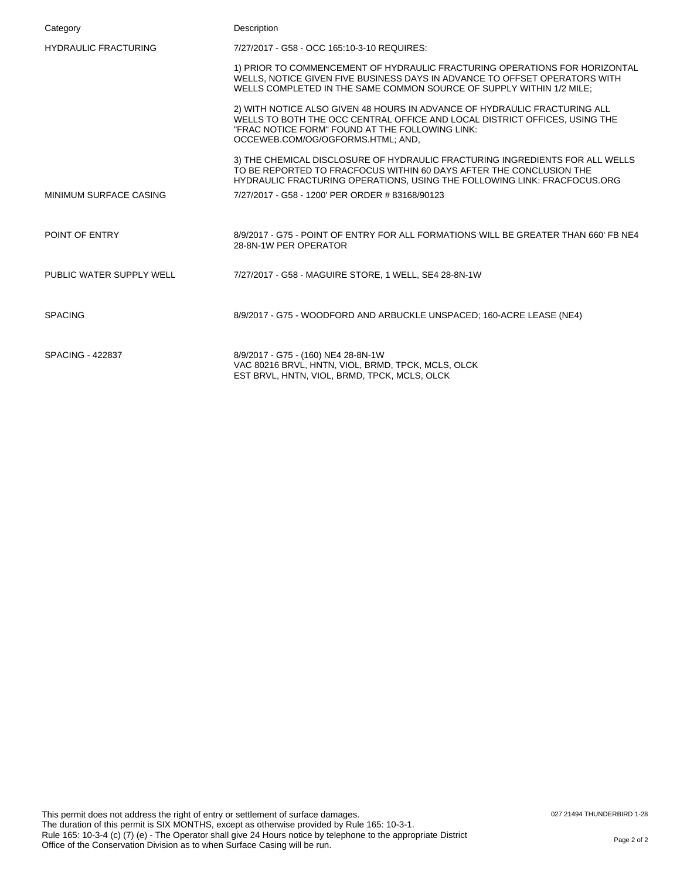| Category | Description |
|---|---|
| HYDRAULIC FRACTURING | 7/27/2017 - G58 - OCC 165:10-3-10 REQUIRES:<br><br>1) PRIOR TO COMMENCEMENT OF HYDRAULIC FRACTURING OPERATIONS FOR HORIZONTAL WELLS, NOTICE GIVEN FIVE BUSINESS DAYS IN ADVANCE TO OFFSET OPERATORS WITH WELLS COMPLETED IN THE SAME COMMON SOURCE OF SUPPLY WITHIN 1/2 MILE;<br><br>2) WITH NOTICE ALSO GIVEN 48 HOURS IN ADVANCE OF HYDRAULIC FRACTURING ALL WELLS TO BOTH THE OCC CENTRAL OFFICE AND LOCAL DISTRICT OFFICES, USING THE "FRAC NOTICE FORM" FOUND AT THE FOLLOWING LINK: OCCEWEB.COM/OG/OGFORMS.HTML; AND,<br><br>3) THE CHEMICAL DISCLOSURE OF HYDRAULIC FRACTURING INGREDIENTS FOR ALL WELLS TO BE REPORTED TO FRACFOCUS WITHIN 60 DAYS AFTER THE CONCLUSION THE HYDRAULIC FRACTURING OPERATIONS, USING THE FOLLOWING LINK: FRACFOCUS.ORG |
| MINIMUM SURFACE CASING | 7/27/2017 - G58 - 1200' PER ORDER # 83168/90123 |
| POINT OF ENTRY | 8/9/2017 - G75 - POINT OF ENTRY FOR ALL FORMATIONS WILL BE GREATER THAN 660' FB NE4 28-8N-1W PER OPERATOR |
| PUBLIC WATER SUPPLY WELL | 7/27/2017 - G58 - MAGUIRE STORE, 1 WELL, SE4 28-8N-1W |
| SPACING | 8/9/2017 - G75 - WOODFORD AND ARBUCKLE UNSPACED; 160-ACRE LEASE (NE4) |
| SPACING - 422837 | 8/9/2017 - G75 - (160) NE4 28-8N-1W<br>VAC 80216 BRVL, HNTN, VIOL, BRMD, TPCK, MCLS, OLCK<br>EST BRVL, HNTN, VIOL, BRMD, TPCK, MCLS, OLCK |

This permit does not address the right of entry or settlement of surface damages.
The duration of this permit is SIX MONTHS, except as otherwise provided by Rule 165: 10-3-1.
Rule 165: 10-3-4 (c) (7) (e) - The Operator shall give 24 Hours notice by telephone to the appropriate District Office of the Conservation Division as to when Surface Casing will be run.

027 21494 THUNDERBIRD 1-28